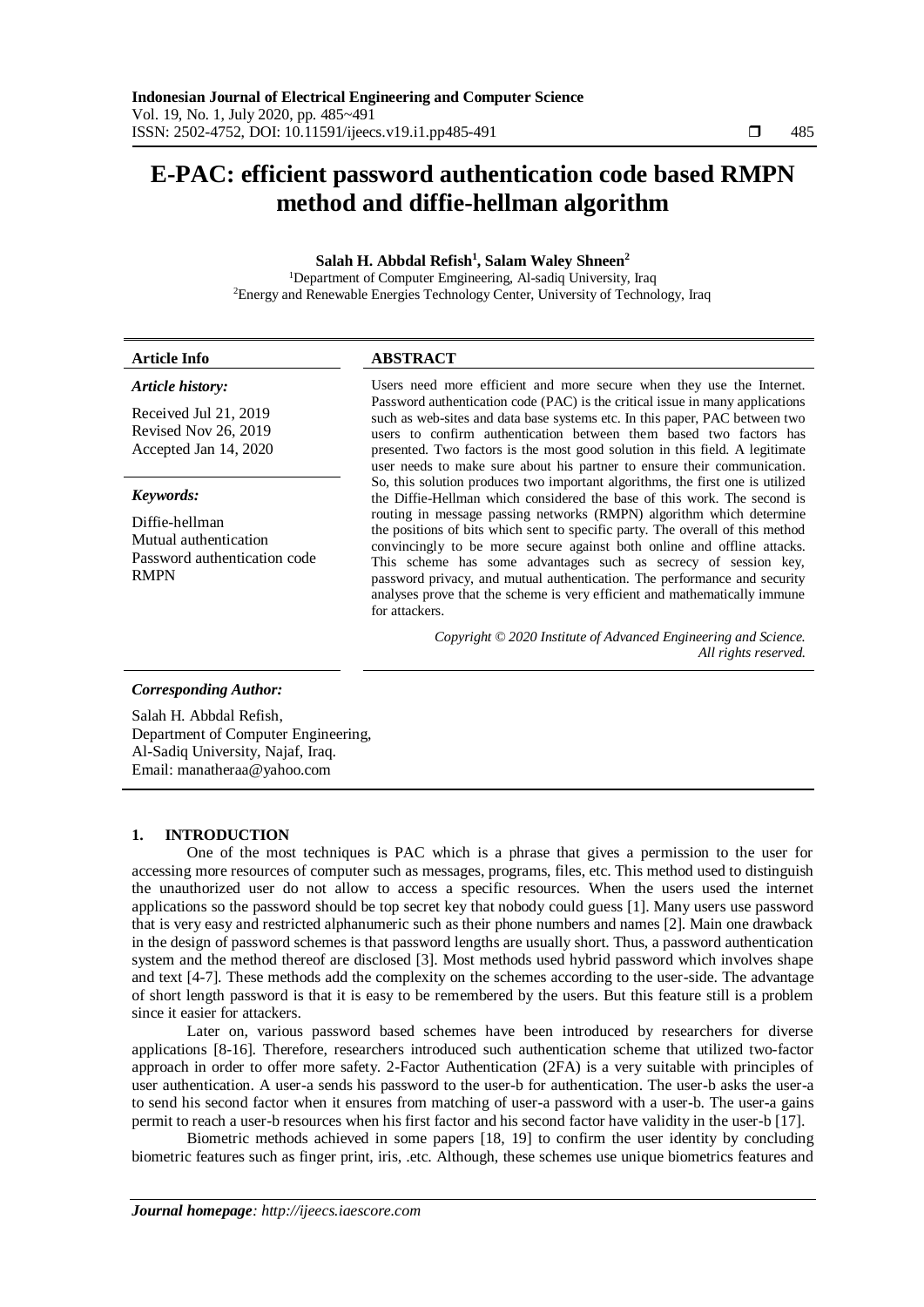# E-PAC: efficient password authentication code based RMPN method and diffie-hellman algorithm

**Salah H. Abbdal Refish[1], Salam Waley Shneen[2]**

[1]Department of Computer Emgineering, Al-sadiq University, Iraq
[2]Energy and Renewable Energies Technology Center, University of Technology, Iraq

| Article Info | ABSTRACT |
|---|---|
| ***Article history:*** Received Jul 21, 2019; Revised Nov 26, 2019; Accepted Jan 14, 2020 | Users need more efficient and more secure when they use the Internet. Password authentication code (PAC) is the critical issue in many applications such as web-sites and data base systems etc. In this paper, PAC between two users to confirm authentication between them based two factors has presented. Two factors is the most good solution in this field. A legitimate user needs to make sure about his partner to ensure their communication. So, this solution produces two important algorithms, the first one is utilized the Diffie-Hellman which considered the base of this work. The second is routing in message passing networks (RMPN) algorithm which determine the positions of bits which sent to specific party. The overall of this method convincingly to be more secure against both online and offline attacks. This scheme has some advantages such as secrecy of session key, password privacy, and mutual authentication. The performance and security analyses prove that the scheme is very efficient and mathematically immune for attackers. |
| ***Keywords:*** Diffie-hellman; Mutual authentication; Password authentication code; RMPN | *Copyright © 2020 Institute of Advanced Engineering and Science. All rights reserved.* |

***Corresponding Author:***

Salah H. Abbdal Refish,
Department of Computer Engineering,
Al-Sadiq University, Najaf, Iraq.
Email: manatheraa@yahoo.com

## 1. INTRODUCTION

One of the most techniques is PAC which is a phrase that gives a permission to the user for accessing more resources of computer such as messages, programs, files, etc. This method used to distinguish the unauthorized user do not allow to access a specific resources. When the users used the internet applications so the password should be top secret key that nobody could guess [1]. Many users use password that is very easy and restricted alphanumeric such as their phone numbers and names [2]. Main one drawback in the design of password schemes is that password lengths are usually short. Thus, a password authentication system and the method thereof are disclosed [3]. Most methods used hybrid password which involves shape and text [4-7]. These methods add the complexity on the schemes according to the user-side. The advantage of short length password is that it is easy to be remembered by the users. But this feature still is a problem since it easier for attackers.

Later on, various password based schemes have been introduced by researchers for diverse applications [8-16]. Therefore, researchers introduced such authentication scheme that utilized two-factor approach in order to offer more safety. 2-Factor Authentication (2FA) is a very suitable with principles of user authentication. A user-a sends his password to the user-b for authentication. The user-b asks the user-a to send his second factor when it ensures from matching of user-a password with a user-b. The user-a gains permit to reach a user-b resources when his first factor and his second factor have validity in the user-b [17].

Biometric methods achieved in some papers [18, 19] to confirm the user identity by concluding biometric features such as finger print, iris, .etc. Although, these schemes use unique biometrics features and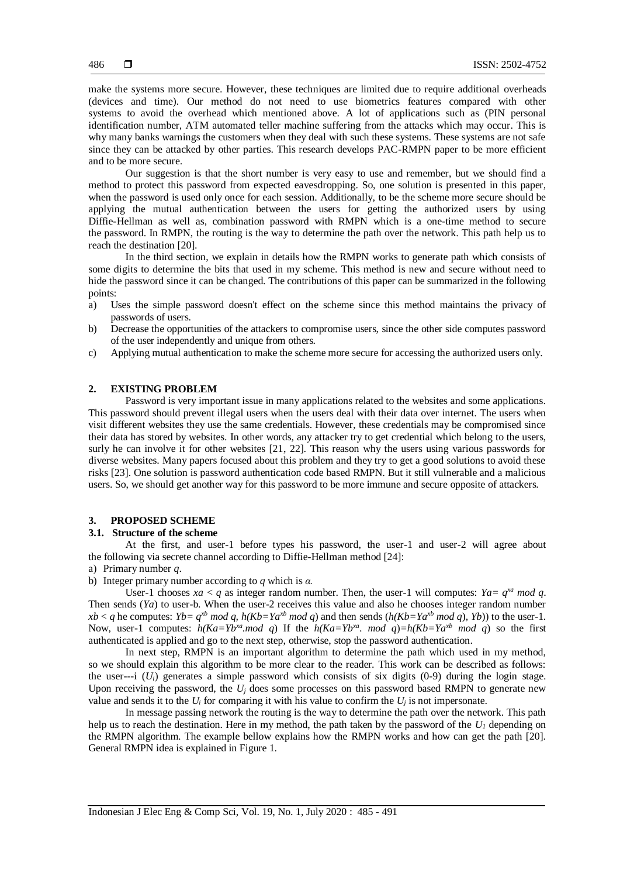make the systems more secure. However, these techniques are limited due to require additional overheads (devices and time). Our method do not need to use biometrics features compared with other systems to avoid the overhead which mentioned above. A lot of applications such as (PIN personal identification number, ATM automated teller machine suffering from the attacks which may occur. This is why many banks warnings the customers when they deal with such these systems. These systems are not safe since they can be attacked by other parties. This research develops PAC-RMPN paper to be more efficient and to be more secure.

Our suggestion is that the short number is very easy to use and remember, but we should find a method to protect this password from expected eavesdropping. So, one solution is presented in this paper, when the password is used only once for each session. Additionally, to be the scheme more secure should be applying the mutual authentication between the users for getting the authorized users by using Diffie-Hellman as well as, combination password with RMPN which is a one-time method to secure the password. In RMPN, the routing is the way to determine the path over the network. This path help us to reach the destination [20].

In the third section, we explain in details how the RMPN works to generate path which consists of some digits to determine the bits that used in my scheme. This method is new and secure without need to hide the password since it can be changed. The contributions of this paper can be summarized in the following points:

a) Uses the simple password doesn't effect on the scheme since this method maintains the privacy of passwords of users.
b) Decrease the opportunities of the attackers to compromise users, since the other side computes password of the user independently and unique from others.
c) Applying mutual authentication to make the scheme more secure for accessing the authorized users only.

## 2. EXISTING PROBLEM

Password is very important issue in many applications related to the websites and some applications. This password should prevent illegal users when the users deal with their data over internet. The users when visit different websites they use the same credentials. However, these credentials may be compromised since their data has stored by websites. In other words, any attacker try to get credential which belong to the users, surly he can involve it for other websites [21, 22]. This reason why the users using various passwords for diverse websites. Many papers focused about this problem and they try to get a good solutions to avoid these risks [23]. One solution is password authentication code based RMPN. But it still vulnerable and a malicious users. So, we should get another way for this password to be more immune and secure opposite of attackers.

## 3. PROPOSED SCHEME

### 3.1. Structure of the scheme

At the first, and user-1 before types his password, the user-1 and user-2 will agree about the following via secrete channel according to Diffie-Hellman method [24]:

a) Primary number $q$.
b) Integer primary number according to $q$ which is $\alpha$.

User-1 chooses $xa < q$ as integer random number. Then, the user-1 will computes: $Ya= q^{xa} \bmod q$. Then sends ($Ya$) to user-b. When the user-2 receives this value and also he chooses integer random number $xb < q$ he computes: $Yb= q^{xb} \bmod q$, $h(Kb=Ya^{xb} \bmod q)$ and then sends ($h(Kb=Ya^{xb} \bmod q)$, $Yb$)) to the user-1. Now, user-1 computes: $h(Ka=Yb^{xa}.\bmod q)$ If the $h(Ka=Yb^{xa}.\ \bmod q)=h(Kb=Ya^{xb} \bmod q)$ so the first authenticated is applied and go to the next step, otherwise, stop the password authentication.

In next step, RMPN is an important algorithm to determine the path which used in my method, so we should explain this algorithm to be more clear to the reader. This work can be described as follows: the user---i ($U_i$) generates a simple password which consists of six digits (0-9) during the login stage. Upon receiving the password, the $U_j$ does some processes on this password based RMPN to generate new value and sends it to the $U_i$ for comparing it with his value to confirm the $U_j$ is not impersonate.

In message passing network the routing is the way to determine the path over the network. This path help us to reach the destination. Here in my method, the path taken by the password of the $U_1$ depending on the RMPN algorithm. The example bellow explains how the RMPN works and how can get the path [20]. General RMPN idea is explained in Figure 1.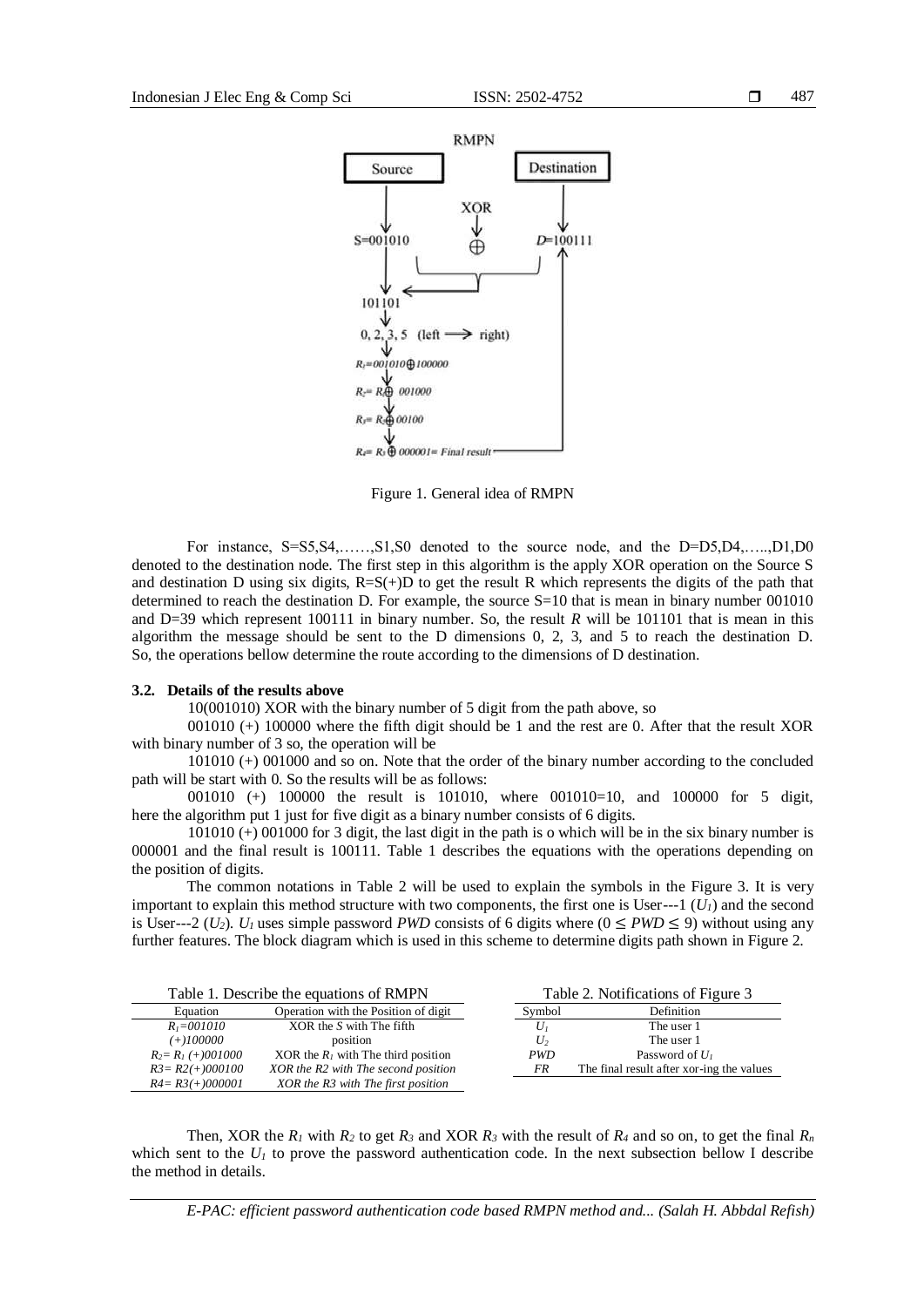Figure 1. General idea of RMPN

For instance, S=S5,S4,……,S1,S0 denoted to the source node, and the D=D5,D4,…..,D1,D0 denoted to the destination node. The first step in this algorithm is the apply XOR operation on the Source S and destination D using six digits, R=S(+)D to get the result R which represents the digits of the path that determined to reach the destination D. For example, the source S=10 that is mean in binary number 001010 and D=39 which represent 100111 in binary number. So, the result *R* will be 101101 that is mean in this algorithm the message should be sent to the D dimensions 0, 2, 3, and 5 to reach the destination D. So, the operations bellow determine the route according to the dimensions of D destination.

### 3.2. Details of the results above

10(001010) XOR with the binary number of 5 digit from the path above, so

001010 (+) 100000 where the fifth digit should be 1 and the rest are 0. After that the result XOR with binary number of 3 so, the operation will be

101010 (+) 001000 and so on. Note that the order of the binary number according to the concluded path will be start with 0. So the results will be as follows:

001010 (+) 100000 the result is 101010, where 001010=10, and 100000 for 5 digit, here the algorithm put 1 just for five digit as a binary number consists of 6 digits.

101010 (+) 001000 for 3 digit, the last digit in the path is o which will be in the six binary number is 000001 and the final result is 100111. Table 1 describes the equations with the operations depending on the position of digits.

The common notations in Table 2 will be used to explain the symbols in the Figure 3. It is very important to explain this method structure with two components, the first one is User---1 ($U_1$) and the second is User---2 ($U_2$). $U_1$ uses simple password *PWD* consists of 6 digits where ($0 \leq PWD \leq 9$) without using any further features. The block diagram which is used in this scheme to determine digits path shown in Figure 2.

Table 1. Describe the equations of RMPN

| Equation | Operation with the Position of digit |
|---|---|
| $R_1$=001010 | XOR the *S* with The fifth |
| (+)100000 | position |
| $R_2$= $R_1$ (+)001000 | XOR the $R_1$ with The third position |
| *R3= R2(+)000100* | *XOR the R2 with The second position* |
| *R4= R3(+)000001* | *XOR the R3 with The first position* |

Table 2. Notifications of Figure 3

| Symbol | Definition |
|---|---|
| $U_1$ | The user 1 |
| $U_2$ | The user 1 |
| *PWD* | Password of $U_1$ |
| *FR* | The final result after xor-ing the values |

Then, XOR the $R_1$ with $R_2$ to get $R_3$ and XOR $R_3$ with the result of $R_4$ and so on, to get the final $R_n$ which sent to the $U_1$ to prove the password authentication code. In the next subsection bellow I describe the method in details.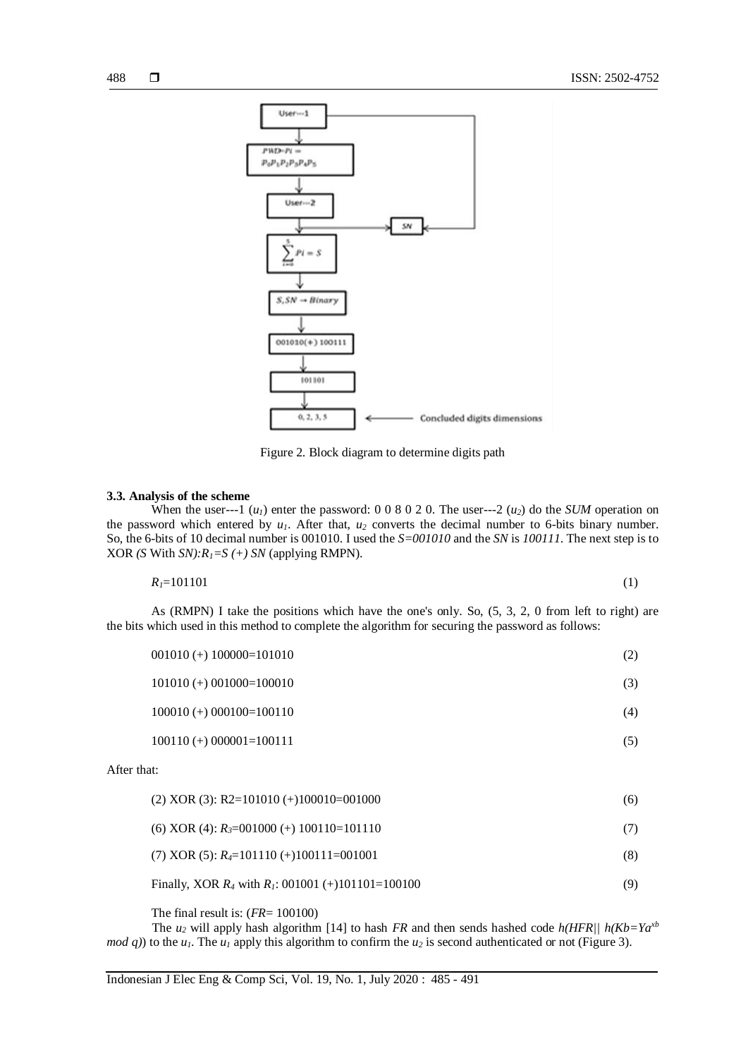Figure 2. Block diagram to determine digits path

### 3.3. Analysis of the scheme

When the user---1 ($u_1$) enter the password: 0 0 8 0 2 0. The user---2 ($u_2$) do the *SUM* operation on the password which entered by $u_1$. After that, $u_2$ converts the decimal number to 6-bits binary number. So, the 6-bits of 10 decimal number is 001010. I used the *S=001010* and the *SN* is *100111*. The next step is to XOR *(S* With *SN):* $R_1=S\ (+)\ SN$ (applying RMPN).

$$R_1=101101 \tag{1}$$

As (RMPN) I take the positions which have the one's only. So, (5, 3, 2, 0 from left to right) are the bits which used in this method to complete the algorithm for securing the password as follows:

$$001010\ (+)\ 100000=101010 \tag{2}$$

$$101010\ (+)\ 001000=100010 \tag{3}$$

$$100010\ (+)\ 000100=100110 \tag{4}$$

$$100110\ (+)\ 000001=100111 \tag{5}$$

After that:

$$(2)\ \text{XOR}\ (3):\ R2=101010\ (+)100010=001000 \tag{6}$$

$$(6)\ \text{XOR}\ (4):\ R_3=001000\ (+)\ 100110=101110 \tag{7}$$

$$(7)\ \text{XOR}\ (5):\ R_4=101110\ (+)100111=001001 \tag{8}$$

$$\text{Finally, XOR}\ R_4\ \text{with}\ R_1:\ 001001\ (+)101101=100100 \tag{9}$$

The final result is: (*FR*= 100100)

The $u_2$ will apply hash algorithm [14] to hash *FR* and then sends hashed code $h(HFR||\ h(Kb=Ya^{xb}\ mod\ q))$ to the $u_1$. The $u_1$ apply this algorithm to confirm the $u_2$ is second authenticated or not (Figure 3).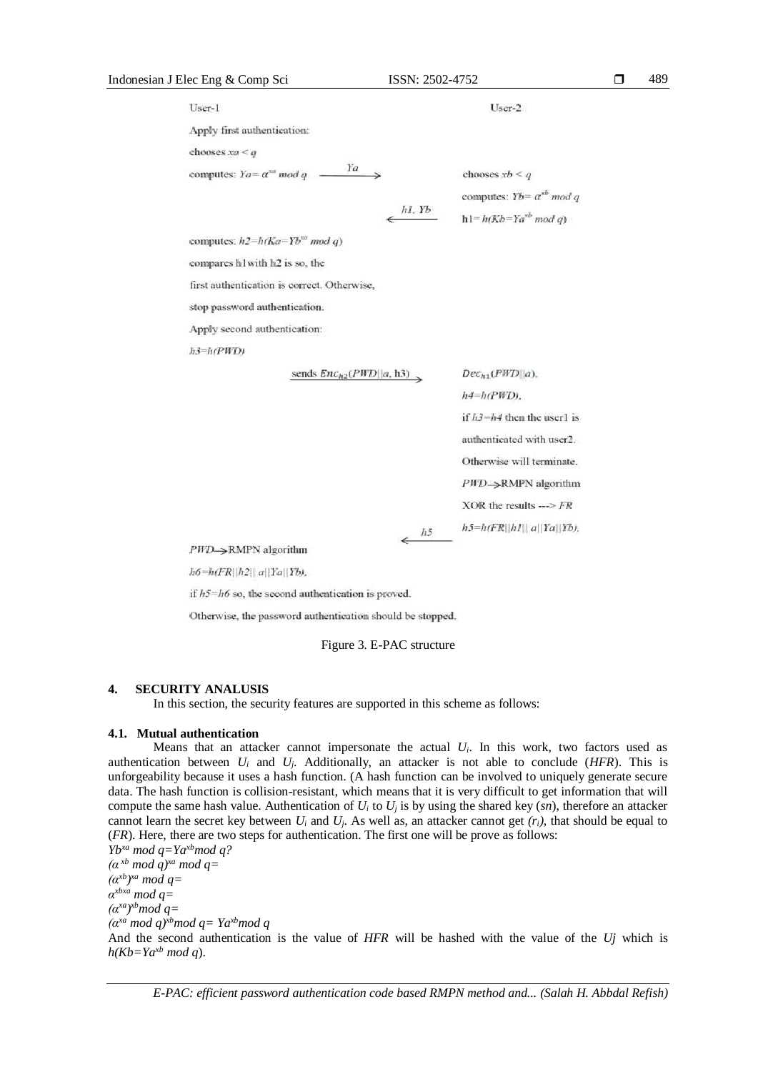User-1 | User-2

Apply first authentication:

chooses $xa < q$

computes: $Ya = \alpha^{xa} \bmod q$ → $Ya$ →

chooses $xb < q$

computes: $Yb = \alpha^{xb} \bmod q$

← $h1, Yb$ ← $h1 = h(Kb = Ya^{xb} \bmod q)$

computes: $h2 = h(Ka = Yb^{xa} \bmod q)$

compares h1 with h2 is so, the first authentication is correct. Otherwise, stop password authentication.

Apply second authentication:

$h3 = h(PWD)$

sends $Enc_{h2}(PWD||a, h3)$ →

$Dec_{h1}(PWD||a)$,

$h4 = h(PWD)$,

if $h3 = h4$ then the user1 is authenticated with user2. Otherwise will terminate.

$PWD$ → RMPN algorithm

XOR the results ---> $FR$

← $h5$ ← $h5 = h(FR||h1|| a||Ya||Yb)$,

$PWD$ → RMPN algorithm

$h6 = h(FR||h2|| a||Ya||Yb)$,

if $h5 = h6$ so, the second authentication is proved.

Otherwise, the password authentication should be stopped.

Figure 3. E-PAC structure

## 4. SECURITY ANALUSIS

In this section, the security features are supported in this scheme as follows:

### 4.1. Mutual authentication

Means that an attacker cannot impersonate the actual $U_i$. In this work, two factors used as authentication between $U_i$ and $U_j$. Additionally, an attacker is not able to conclude (*HFR*). This is unforgeability because it uses a hash function. (A hash function can be involved to uniquely generate secure data. The hash function is collision-resistant, which means that it is very difficult to get information that will compute the same hash value. Authentication of $U_i$ to $U_j$ is by using the shared key (*sn*), therefore an attacker cannot learn the secret key between $U_i$ and $U_j$. As well as, an attacker cannot get $(r_i)$, that should be equal to (*FR*). Here, there are two steps for authentication. The first one will be prove as follows:

$Yb^{xa} \bmod q = Ya^{xb} \bmod q$?

$(\alpha^{xb} \bmod q)^{xa} \bmod q =$

$(\alpha^{xb})^{xa} \bmod q =$

$\alpha^{xbxa} \bmod q =$

$(\alpha^{xa})^{xb} \bmod q =$

$(\alpha^{xa} \bmod q)^{xb} \bmod q = Ya^{xb} \bmod q$

And the second authentication is the value of *HFR* will be hashed with the value of the *Uj* which is $h(Kb = Ya^{xb} \bmod q)$.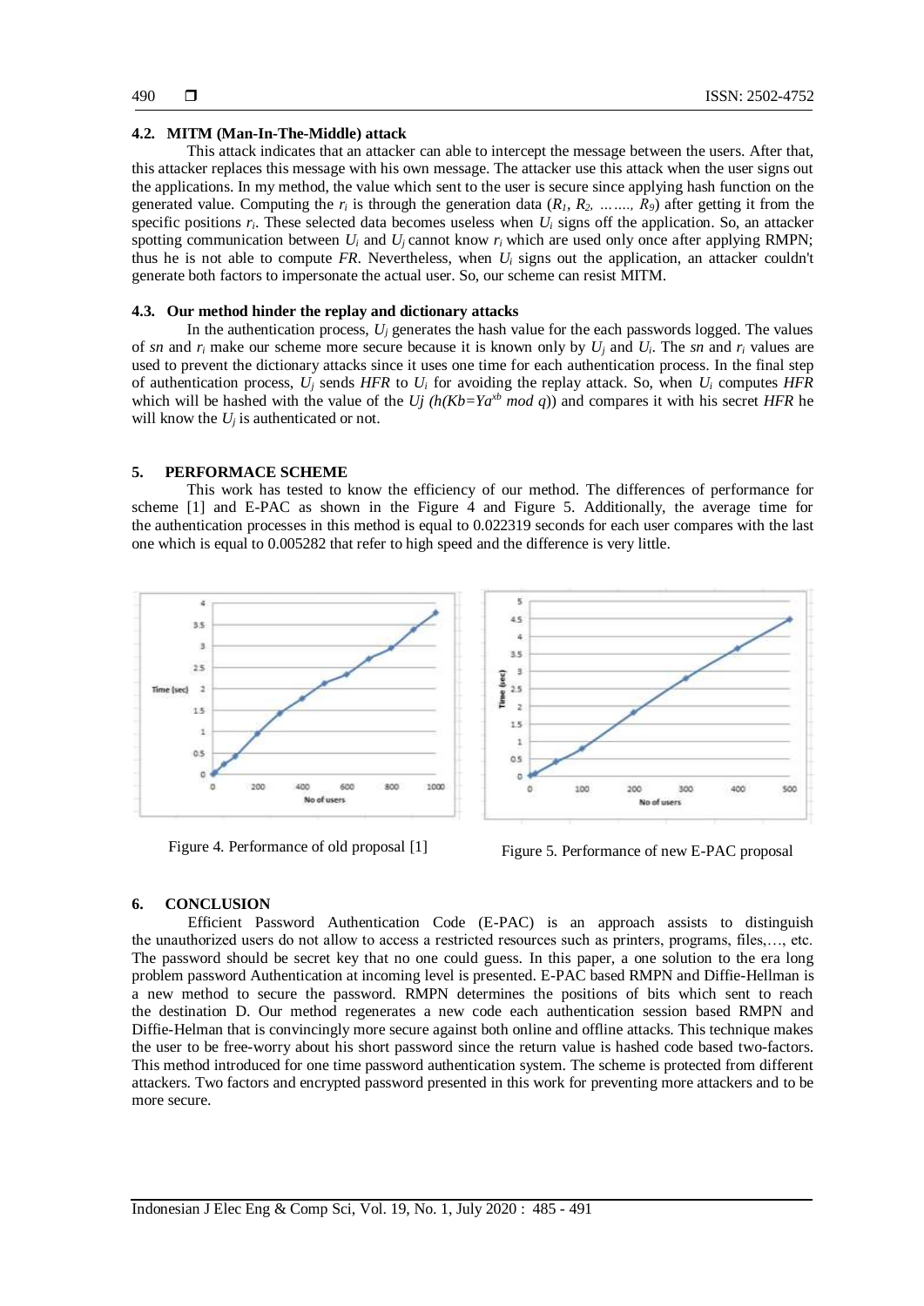### 4.2. MITM (Man-In-The-Middle) attack

This attack indicates that an attacker can able to intercept the message between the users. After that, this attacker replaces this message with his own message. The attacker use this attack when the user signs out the applications. In my method, the value which sent to the user is secure since applying hash function on the generated value. Computing the $r_i$ is through the generation data ($R_1, R_2, \ldots\ldots, R_9$) after getting it from the specific positions $r_i$. These selected data becomes useless when $U_i$ signs off the application. So, an attacker spotting communication between $U_i$ and $U_j$ cannot know $r_i$ which are used only once after applying RMPN; thus he is not able to compute *FR*. Nevertheless, when $U_i$ signs out the application, an attacker couldn't generate both factors to impersonate the actual user. So, our scheme can resist MITM.

### 4.3. Our method hinder the replay and dictionary attacks

In the authentication process, $U_j$ generates the hash value for the each passwords logged. The values of *sn* and $r_i$ make our scheme more secure because it is known only by $U_j$ and $U_i$. The *sn* and $r_i$ values are used to prevent the dictionary attacks since it uses one time for each authentication process. In the final step of authentication process, $U_j$ sends *HFR* to $U_i$ for avoiding the replay attack. So, when $U_i$ computes *HFR* which will be hashed with the value of the *Uj* ($h(Kb=Ya^{xb} \bmod q)$) and compares it with his secret *HFR* he will know the $U_j$ is authenticated or not.

## 5. PERFORMACE SCHEME

This work has tested to know the efficiency of our method. The differences of performance for scheme [1] and E-PAC as shown in the Figure 4 and Figure 5. Additionally, the average time for the authentication processes in this method is equal to 0.022319 seconds for each user compares with the last one which is equal to 0.005282 that refer to high speed and the difference is very little.

Figure 4. Performance of old proposal [1]

Figure 5. Performance of new E-PAC proposal

## 6. CONCLUSION

Efficient Password Authentication Code (E-PAC) is an approach assists to distinguish the unauthorized users do not allow to access a restricted resources such as printers, programs, files,…, etc. The password should be secret key that no one could guess. In this paper, a one solution to the era long problem password Authentication at incoming level is presented. E-PAC based RMPN and Diffie-Hellman is a new method to secure the password. RMPN determines the positions of bits which sent to reach the destination D. Our method regenerates a new code each authentication session based RMPN and Diffie-Helman that is convincingly more secure against both online and offline attacks. This technique makes the user to be free-worry about his short password since the return value is hashed code based two-factors. This method introduced for one time password authentication system. The scheme is protected from different attackers. Two factors and encrypted password presented in this work for preventing more attackers and to be more secure.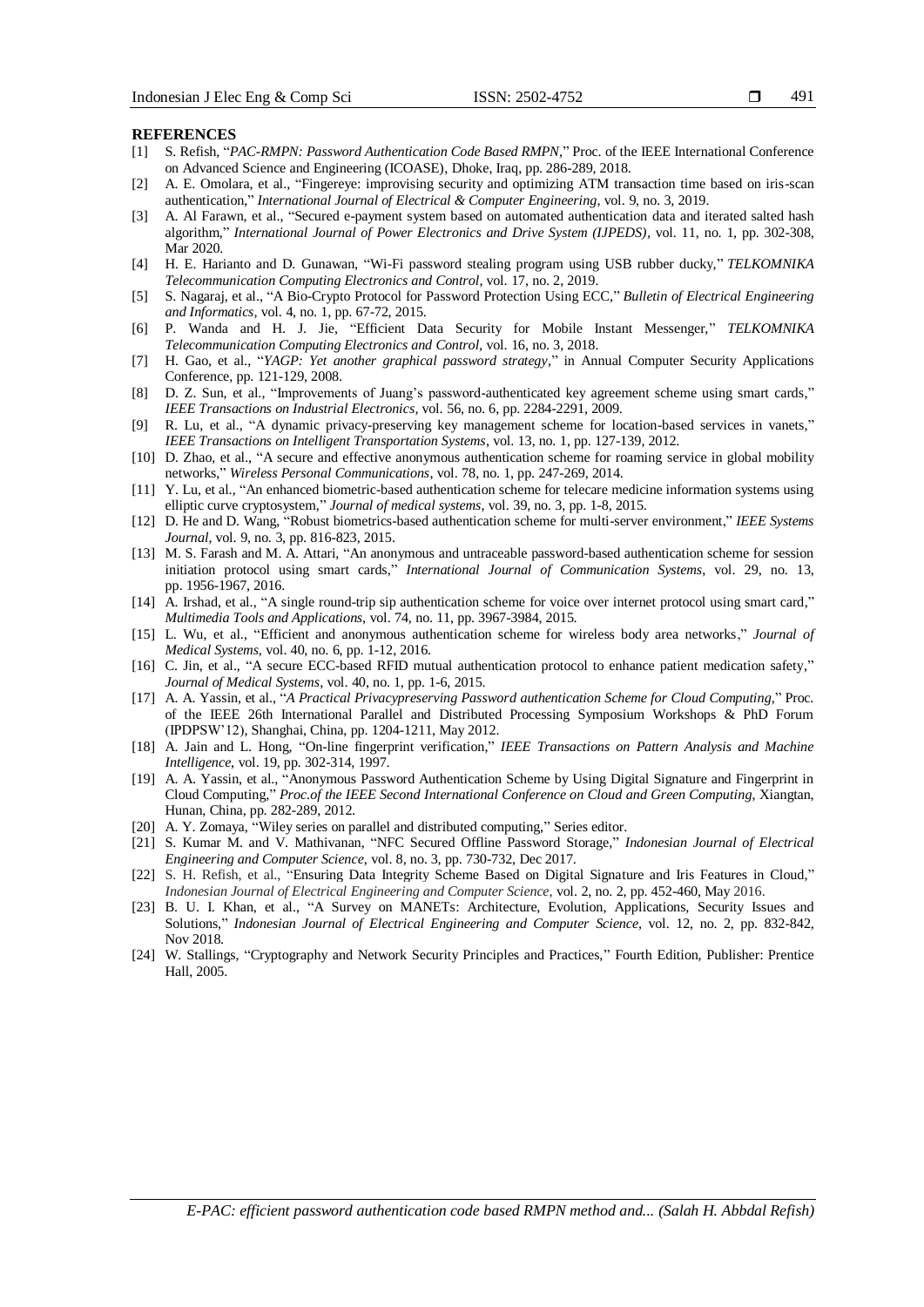## REFERENCES

[1] S. Refish, "*PAC-RMPN: Password Authentication Code Based RMPN*," Proc. of the IEEE International Conference on Advanced Science and Engineering (ICOASE), Dhoke, Iraq, pp. 286-289, 2018.

[2] A. E. Omolara, et al., "Fingereye: improvising security and optimizing ATM transaction time based on iris-scan authentication," *International Journal of Electrical & Computer Engineering*, vol. 9, no. 3, 2019.

[3] A. Al Farawn, et al., "Secured e-payment system based on automated authentication data and iterated salted hash algorithm," *International Journal of Power Electronics and Drive System (IJPEDS)*, vol. 11, no. 1, pp. 302-308, Mar 2020.

[4] H. E. Harianto and D. Gunawan, "Wi-Fi password stealing program using USB rubber ducky," *TELKOMNIKA Telecommunication Computing Electronics and Control*, vol. 17, no. 2, 2019.

[5] S. Nagaraj, et al., "A Bio-Crypto Protocol for Password Protection Using ECC," *Bulletin of Electrical Engineering and Informatics*, vol. 4, no. 1, pp. 67-72, 2015.

[6] P. Wanda and H. J. Jie, "Efficient Data Security for Mobile Instant Messenger," *TELKOMNIKA Telecommunication Computing Electronics and Control*, vol. 16, no. 3, 2018.

[7] H. Gao, et al., "*YAGP: Yet another graphical password strategy*," in Annual Computer Security Applications Conference, pp. 121-129, 2008.

[8] D. Z. Sun, et al., "Improvements of Juang's password-authenticated key agreement scheme using smart cards," *IEEE Transactions on Industrial Electronics*, vol. 56, no. 6, pp. 2284-2291, 2009.

[9] R. Lu, et al., "A dynamic privacy-preserving key management scheme for location-based services in vanets," *IEEE Transactions on Intelligent Transportation Systems*, vol. 13, no. 1, pp. 127-139, 2012.

[10] D. Zhao, et al., "A secure and effective anonymous authentication scheme for roaming service in global mobility networks," *Wireless Personal Communications*, vol. 78, no. 1, pp. 247-269, 2014.

[11] Y. Lu, et al., "An enhanced biometric-based authentication scheme for telecare medicine information systems using elliptic curve cryptosystem," *Journal of medical systems*, vol. 39, no. 3, pp. 1-8, 2015.

[12] D. He and D. Wang, "Robust biometrics-based authentication scheme for multi-server environment," *IEEE Systems Journal*, vol. 9, no. 3, pp. 816-823, 2015.

[13] M. S. Farash and M. A. Attari, "An anonymous and untraceable password-based authentication scheme for session initiation protocol using smart cards," *International Journal of Communication Systems*, vol. 29, no. 13, pp. 1956-1967, 2016.

[14] A. Irshad, et al., "A single round-trip sip authentication scheme for voice over internet protocol using smart card," *Multimedia Tools and Applications*, vol. 74, no. 11, pp. 3967-3984, 2015.

[15] L. Wu, et al., "Efficient and anonymous authentication scheme for wireless body area networks," *Journal of Medical Systems*, vol. 40, no. 6, pp. 1-12, 2016.

[16] C. Jin, et al., "A secure ECC-based RFID mutual authentication protocol to enhance patient medication safety," *Journal of Medical Systems*, vol. 40, no. 1, pp. 1-6, 2015.

[17] A. A. Yassin, et al., "*A Practical Privacypreserving Password authentication Scheme for Cloud Computing*," Proc. of the IEEE 26th International Parallel and Distributed Processing Symposium Workshops & PhD Forum (IPDPSW'12), Shanghai, China, pp. 1204-1211, May 2012.

[18] A. Jain and L. Hong, "On-line fingerprint verification," *IEEE Transactions on Pattern Analysis and Machine Intelligence*, vol. 19, pp. 302-314, 1997.

[19] A. A. Yassin, et al., "Anonymous Password Authentication Scheme by Using Digital Signature and Fingerprint in Cloud Computing," *Proc.of the IEEE Second International Conference on Cloud and Green Computing*, Xiangtan, Hunan, China, pp. 282-289, 2012.

[20] A. Y. Zomaya, "Wiley series on parallel and distributed computing," Series editor.

[21] S. Kumar M. and V. Mathivanan, "NFC Secured Offline Password Storage," *Indonesian Journal of Electrical Engineering and Computer Science*, vol. 8, no. 3, pp. 730-732, Dec 2017.

[22] S. H. Refish, et al., "Ensuring Data Integrity Scheme Based on Digital Signature and Iris Features in Cloud," *Indonesian Journal of Electrical Engineering and Computer Science*, vol. 2, no. 2, pp. 452-460, May 2016.

[23] B. U. I. Khan, et al., "A Survey on MANETs: Architecture, Evolution, Applications, Security Issues and Solutions," *Indonesian Journal of Electrical Engineering and Computer Science*, vol. 12, no. 2, pp. 832-842, Nov 2018.

[24] W. Stallings, "Cryptography and Network Security Principles and Practices," Fourth Edition, Publisher: Prentice Hall, 2005.